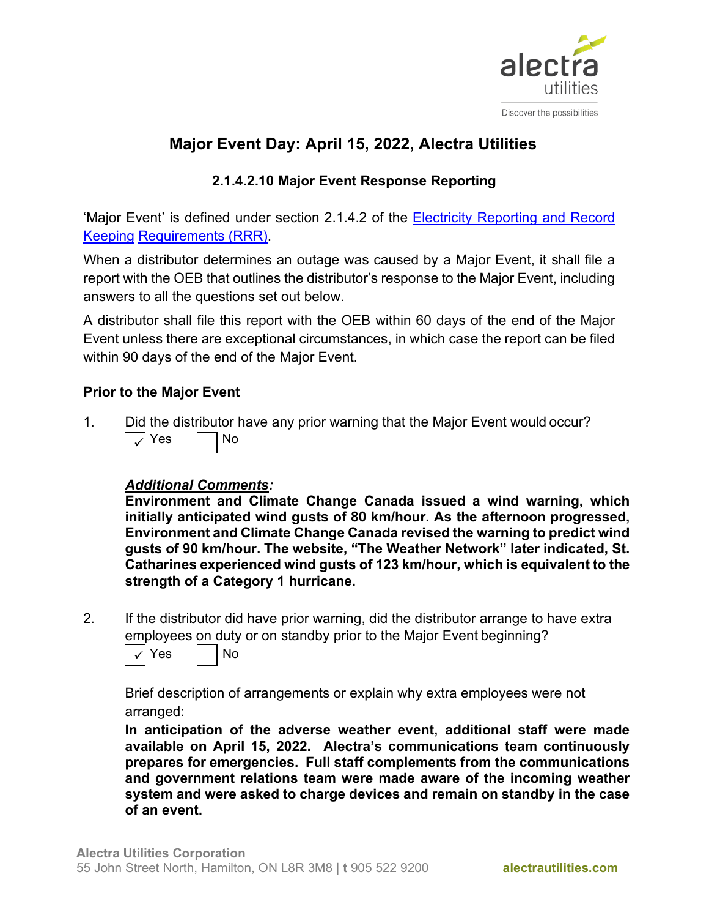# Major Event Day: April 15, 2022, Alectra Utilities

## 2.1.4.2.10 Major Event Response Reporting

'Major Event' is defined under section 2.1.4.2 of the [Electricity Reporting and Record Keeping Requirements (RRR)].

When a distributor determines an outage was caused by a Major Event, it shall file a report with the OEB that outlines the distributor's response to the Major Event, including answers to all the questions set out below.

A distributor shall file this report with the OEB within 60 days of the end of the Major Event unless there are exceptional circumstances, in which case the report can be filed within 90 days of the end of the Major Event.

### Prior to the Major Event

1. Did the distributor have any prior warning that the Major Event would occur?

   ☑ Yes ☐ No

   ***Additional Comments:***

   **Environment and Climate Change Canada issued a wind warning, which initially anticipated wind gusts of 80 km/hour. As the afternoon progressed, Environment and Climate Change Canada revised the warning to predict wind gusts of 90 km/hour. The website, "The Weather Network" later indicated, St. Catharines experienced wind gusts of 123 km/hour, which is equivalent to the strength of a Category 1 hurricane.**

2. If the distributor did have prior warning, did the distributor arrange to have extra employees on duty or on standby prior to the Major Event beginning?

   ☑ Yes ☐ No

   Brief description of arrangements or explain why extra employees were not arranged:

   **In anticipation of the adverse weather event, additional staff were made available on April 15, 2022. Alectra's communications team continuously prepares for emergencies. Full staff complements from the communications and government relations team were made aware of the incoming weather system and were asked to charge devices and remain on standby in the case of an event.**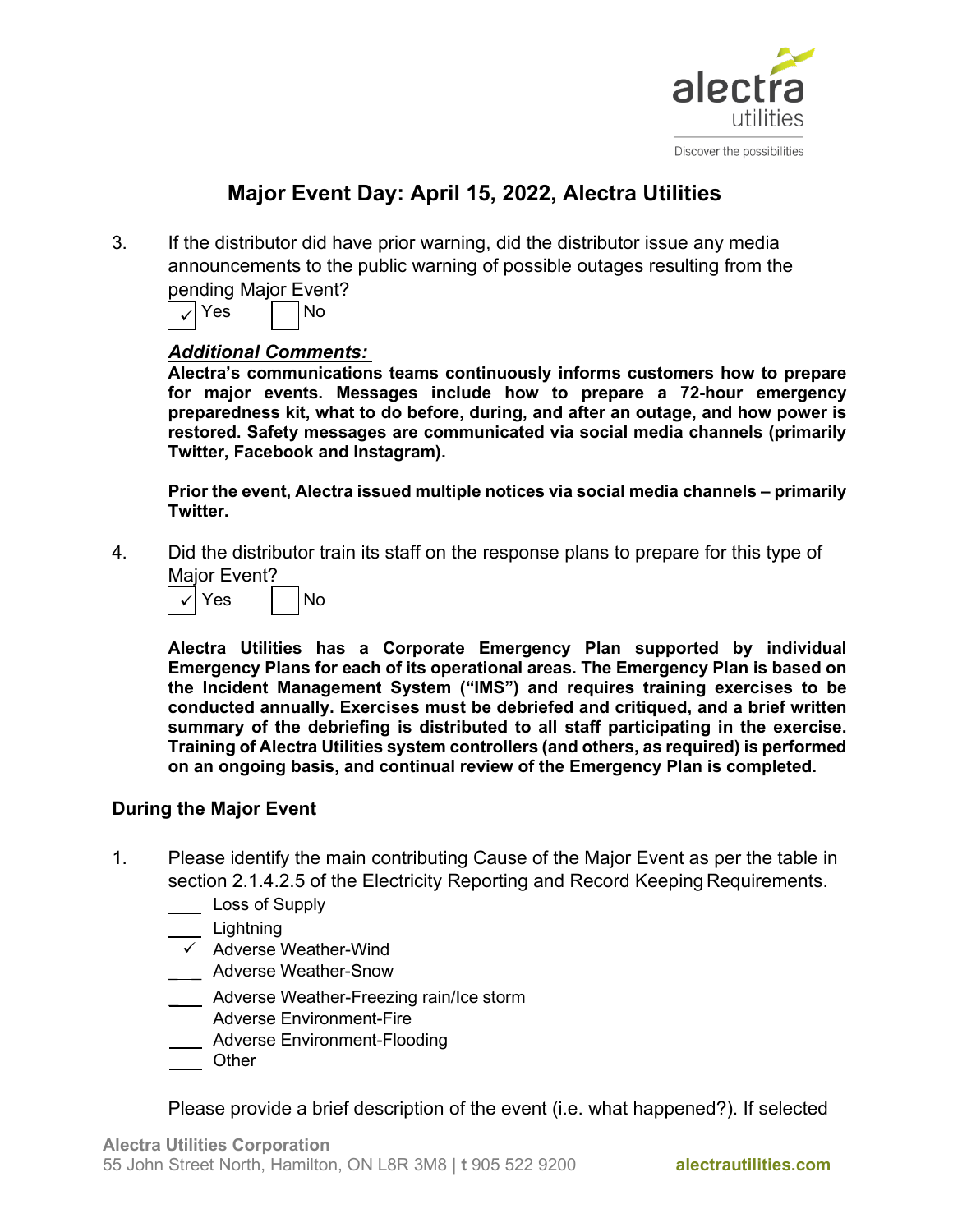# Major Event Day: April 15, 2022, Alectra Utilities

3. If the distributor did have prior warning, did the distributor issue any media announcements to the public warning of possible outages resulting from the pending Major Event?

   ☑ Yes ☐ No

   ***Additional Comments:***

   **Alectra's communications teams continuously informs customers how to prepare for major events. Messages include how to prepare a 72-hour emergency preparedness kit, what to do before, during, and after an outage, and how power is restored. Safety messages are communicated via social media channels (primarily Twitter, Facebook and Instagram).**

   **Prior the event, Alectra issued multiple notices via social media channels – primarily Twitter.**

4. Did the distributor train its staff on the response plans to prepare for this type of Major Event?

   ☑ Yes ☐ No

   **Alectra Utilities has a Corporate Emergency Plan supported by individual Emergency Plans for each of its operational areas. The Emergency Plan is based on the Incident Management System ("IMS") and requires training exercises to be conducted annually. Exercises must be debriefed and critiqued, and a brief written summary of the debriefing is distributed to all staff participating in the exercise. Training of Alectra Utilities system controllers (and others, as required) is performed on an ongoing basis, and continual review of the Emergency Plan is completed.**

## During the Major Event

1. Please identify the main contributing Cause of the Major Event as per the table in section 2.1.4.2.5 of the Electricity Reporting and Record Keeping Requirements.

   ___ Loss of Supply
   ___ Lightning
   _✓_ Adverse Weather-Wind
   ___ Adverse Weather-Snow
   ___ Adverse Weather-Freezing rain/Ice storm
   ___ Adverse Environment-Fire
   ___ Adverse Environment-Flooding
   ___ Other

   Please provide a brief description of the event (i.e. what happened?). If selected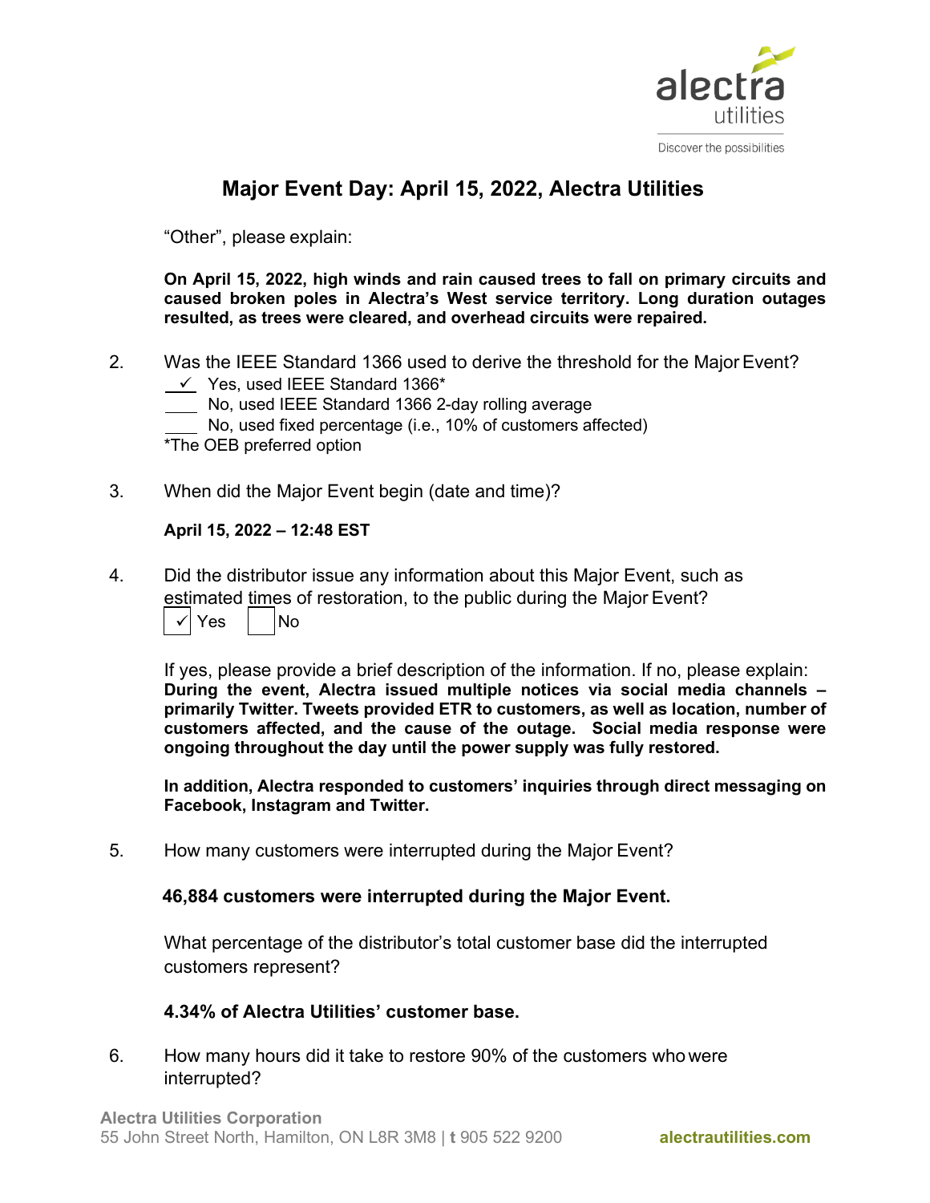# Major Event Day: April 15, 2022, Alectra Utilities

"Other", please explain:

**On April 15, 2022, high winds and rain caused trees to fall on primary circuits and caused broken poles in Alectra's West service territory. Long duration outages resulted, as trees were cleared, and overhead circuits were repaired.**

2. Was the IEEE Standard 1366 used to derive the threshold for the Major Event?

   \_✓\_ Yes, used IEEE Standard 1366*

   \_\_\_\_ No, used IEEE Standard 1366 2-day rolling average

   \_\_\_\_ No, used fixed percentage (i.e., 10% of customers affected)

   *The OEB preferred option

3. When did the Major Event begin (date and time)?

   **April 15, 2022 – 12:48 EST**

4. Did the distributor issue any information about this Major Event, such as estimated times of restoration, to the public during the Major Event?

   [✓] Yes [ ] No

   If yes, please provide a brief description of the information. If no, please explain:
   **During the event, Alectra issued multiple notices via social media channels – primarily Twitter. Tweets provided ETR to customers, as well as location, number of customers affected, and the cause of the outage. Social media response were ongoing throughout the day until the power supply was fully restored.**

   **In addition, Alectra responded to customers' inquiries through direct messaging on Facebook, Instagram and Twitter.**

5. How many customers were interrupted during the Major Event?

   **46,884 customers were interrupted during the Major Event.**

   What percentage of the distributor's total customer base did the interrupted customers represent?

   **4.34% of Alectra Utilities' customer base.**

6. How many hours did it take to restore 90% of the customers who were interrupted?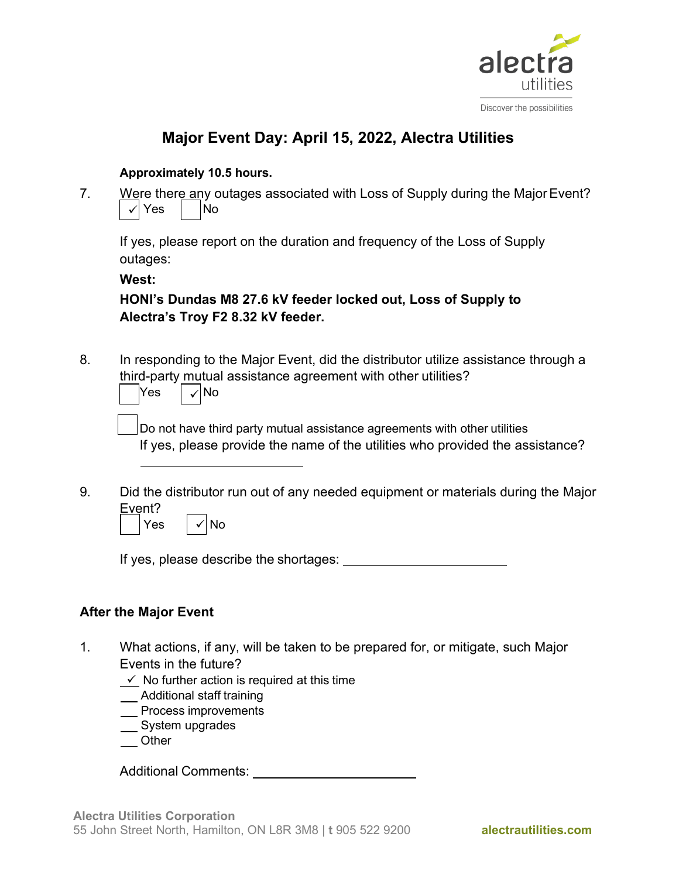# Major Event Day: April 15, 2022, Alectra Utilities

**Approximately 10.5 hours.**

7. Were there any outages associated with Loss of Supply during the Major Event?

   ☑ Yes ☐ No

   If yes, please report on the duration and frequency of the Loss of Supply outages:

   **West:**

   **HONI's Dundas M8 27.6 kV feeder locked out, Loss of Supply to Alectra's Troy F2 8.32 kV feeder.**

8. In responding to the Major Event, did the distributor utilize assistance through a third-party mutual assistance agreement with other utilities?

   ☐ Yes ☑ No

   ☐ Do not have third party mutual assistance agreements with other utilities

   If yes, please provide the name of the utilities who provided the assistance?

   \_\_\_\_\_\_\_\_\_\_\_\_\_\_\_\_\_\_\_\_

9. Did the distributor run out of any needed equipment or materials during the Major Event?

   ☐ Yes ☑ No

   If yes, please describe the shortages: \_\_\_\_\_\_\_\_\_\_\_\_\_\_\_\_\_\_\_\_

## After the Major Event

1. What actions, if any, will be taken to be prepared for, or mitigate, such Major Events in the future?

   ✓ No further action is required at this time
   
   \_\_ Additional staff training
   
   \_\_ Process improvements
   
   \_\_ System upgrades
   
   \_\_ Other

   Additional Comments: \_\_\_\_\_\_\_\_\_\_\_\_\_\_\_\_\_\_\_\_

**Alectra Utilities Corporation**
55 John Street North, Hamilton, ON L8R 3M8 | **t** 905 522 9200 **alectrautilities.com**